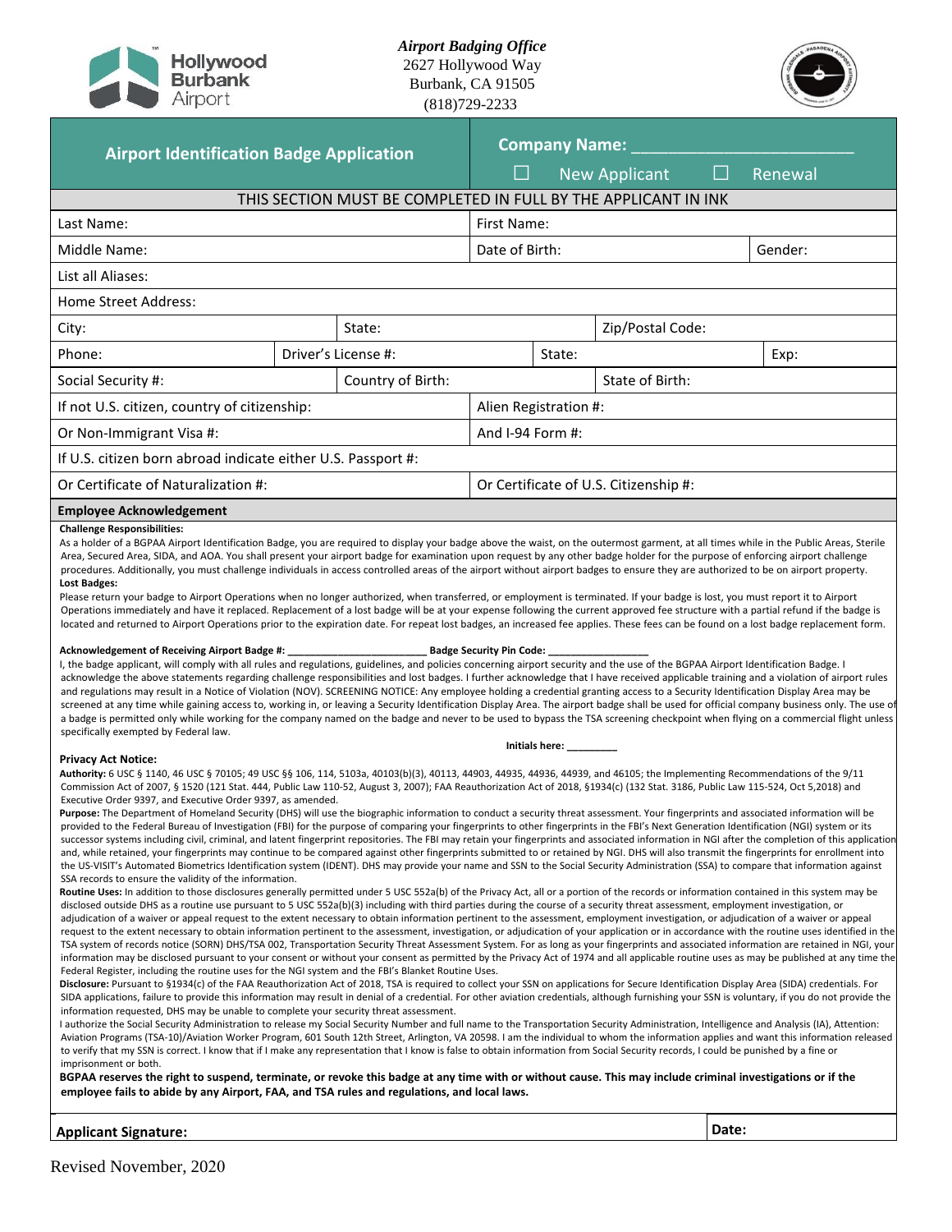*Airport Badging Office*
2627 Hollywood Way
Burbank, CA 91505
(818)729-2233

| Airport Identification Badge Application | Company Name: ______________________ ☐ New Applicant ☐ Renewal |
|---|---|

**THIS SECTION MUST BE COMPLETED IN FULL BY THE APPLICANT IN INK**

| | | | |
|---|---|---|---|
| Last Name: | | First Name: | |
| Middle Name: | | Date of Birth: | Gender: |
| List all Aliases: | | | |
| Home Street Address: | | | |
| City: | State: | Zip/Postal Code: | |
| Phone: | Driver's License #: | State: | Exp: |
| Social Security #: | Country of Birth: | State of Birth: | |
| If not U.S. citizen, country of citizenship: | | Alien Registration #: | |
| Or Non-Immigrant Visa #: | | And I-94 Form #: | |
| If U.S. citizen born abroad indicate either U.S. Passport #: | | | |
| Or Certificate of Naturalization #: | | Or Certificate of U.S. Citizenship #: | |

## Employee Acknowledgement

**Challenge Responsibilities:**
As a holder of a BGPAA Airport Identification Badge, you are required to display your badge above the waist, on the outermost garment, at all times while in the Public Areas, Sterile Area, Secured Area, SIDA, and AOA. You shall present your airport badge for examination upon request by any other badge holder for the purpose of enforcing airport challenge procedures. Additionally, you must challenge individuals in access controlled areas of the airport without airport badges to ensure they are authorized to be on airport property.

**Lost Badges:**
Please return your badge to Airport Operations when no longer authorized, when transferred, or employment is terminated. If your badge is lost, you must report it to Airport Operations immediately and have it replaced. Replacement of a lost badge will be at your expense following the current approved fee structure with a partial refund if the badge is located and returned to Airport Operations prior to the expiration date. For repeat lost badges, an increased fee applies. These fees can be found on a lost badge replacement form.

**Acknowledgement of Receiving Airport Badge #: ________________________ Badge Security Pin Code: _________________**

I, the badge applicant, will comply with all rules and regulations, guidelines, and policies concerning airport security and the use of the BGPAA Airport Identification Badge. I acknowledge the above statements regarding challenge responsibilities and lost badges. I further acknowledge that I have received applicable training and a violation of airport rules and regulations may result in a Notice of Violation (NOV). SCREENING NOTICE: Any employee holding a credential granting access to a Security Identification Display Area may be screened at any time while gaining access to, working in, or leaving a Security Identification Display Area. The airport badge shall be used for official company business only. The use of a badge is permitted only while working for the company named on the badge and never to be used to bypass the TSA screening checkpoint when flying on a commercial flight unless specifically exempted by Federal law.

**Initials here: _________**

**Privacy Act Notice:**

**Authority:** 6 USC § 1140, 46 USC § 70105; 49 USC §§ 106, 114, 5103a, 40103(b)(3), 40113, 44903, 44935, 44936, 44939, and 46105; the Implementing Recommendations of the 9/11 Commission Act of 2007, § 1520 (121 Stat. 444, Public Law 110-52, August 3, 2007); FAA Reauthorization Act of 2018, §1934(c) (132 Stat. 3186, Public Law 115-524, Oct 5,2018) and Executive Order 9397, and Executive Order 9397, as amended.

**Purpose:** The Department of Homeland Security (DHS) will use the biographic information to conduct a security threat assessment. Your fingerprints and associated information will be provided to the Federal Bureau of Investigation (FBI) for the purpose of comparing your fingerprints to other fingerprints in the FBI's Next Generation Identification (NGI) system or its successor systems including civil, criminal, and latent fingerprint repositories. The FBI may retain your fingerprints and associated information in NGI after the completion of this application and, while retained, your fingerprints may continue to be compared against other fingerprints submitted to or retained by NGI. DHS will also transmit the fingerprints for enrollment into the US-VISIT's Automated Biometrics Identification system (IDENT). DHS may provide your name and SSN to the Social Security Administration (SSA) to compare that information against SSA records to ensure the validity of the information.

**Routine Uses:** In addition to those disclosures generally permitted under 5 USC 552a(b) of the Privacy Act, all or a portion of the records or information contained in this system may be disclosed outside DHS as a routine use pursuant to 5 USC 552a(b)(3) including with third parties during the course of a security threat assessment, employment investigation, or adjudication of a waiver or appeal request to the extent necessary to obtain information pertinent to the assessment, employment investigation, or adjudication of a waiver or appeal request to the extent necessary to obtain information pertinent to the assessment, investigation, or adjudication of your application or in accordance with the routine uses identified in the TSA system of records notice (SORN) DHS/TSA 002, Transportation Security Threat Assessment System. For as long as your fingerprints and associated information are retained in NGI, your information may be disclosed pursuant to your consent or without your consent as permitted by the Privacy Act of 1974 and all applicable routine uses as may be published at any time the Federal Register, including the routine uses for the NGI system and the FBI's Blanket Routine Uses.

**Disclosure:** Pursuant to §1934(c) of the FAA Reauthorization Act of 2018, TSA is required to collect your SSN on applications for Secure Identification Display Area (SIDA) credentials. For SIDA applications, failure to provide this information may result in denial of a credential. For other aviation credentials, although furnishing your SSN is voluntary, if you do not provide the information requested, DHS may be unable to complete your security threat assessment.

I authorize the Social Security Administration to release my Social Security Number and full name to the Transportation Security Administration, Intelligence and Analysis (IA), Attention: Aviation Programs (TSA-10)/Aviation Worker Program, 601 South 12th Street, Arlington, VA 20598. I am the individual to whom the information applies and want this information released to verify that my SSN is correct. I know that if I make any representation that I know is false to obtain information from Social Security records, I could be punished by a fine or imprisonment or both.

**BGPAA reserves the right to suspend, terminate, or revoke this badge at any time with or without cause. This may include criminal investigations or if the employee fails to abide by any Airport, FAA, and TSA rules and regulations, and local laws.**

| **Applicant Signature:** | **Date:** |
|---|---|

Revised November, 2020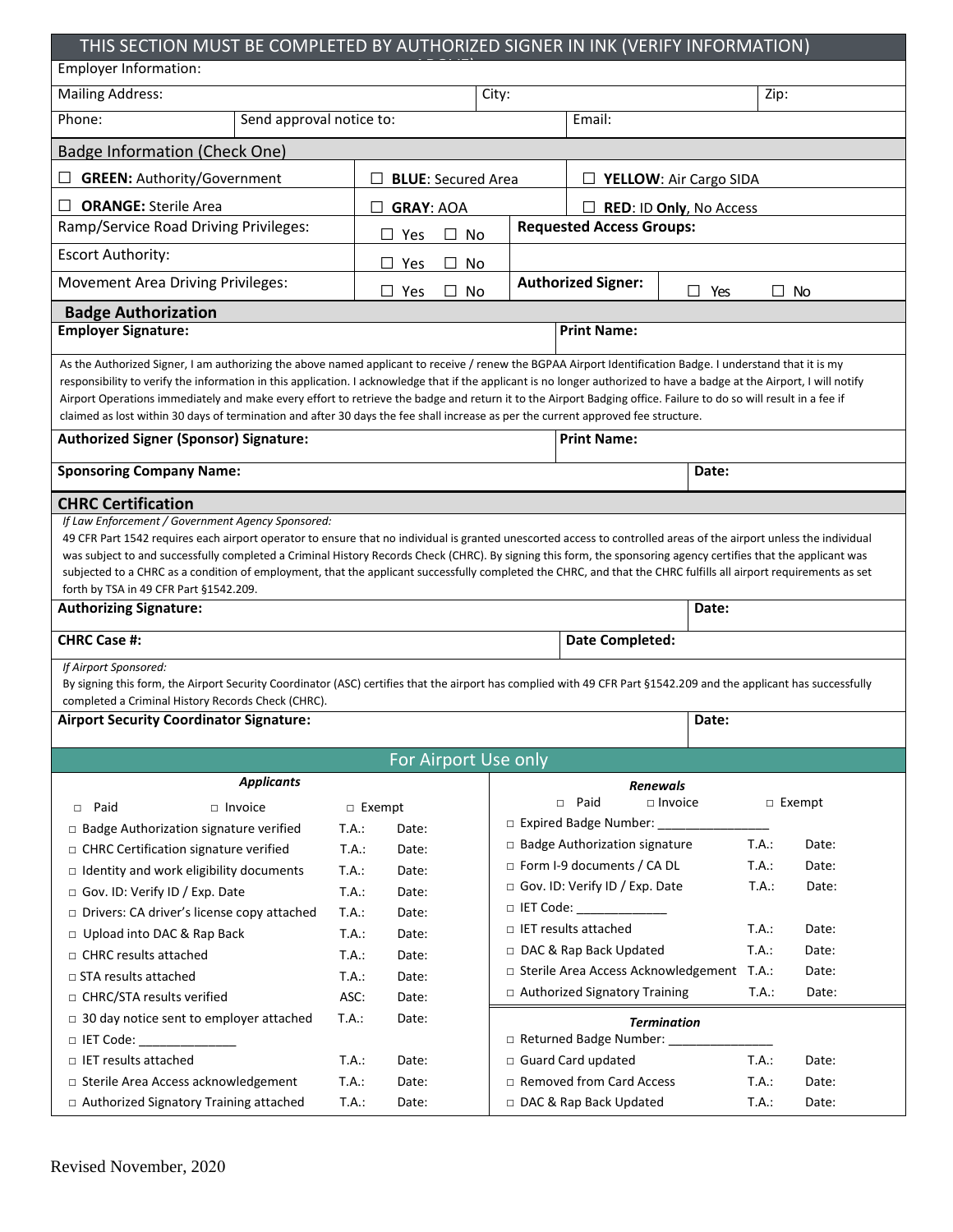## THIS SECTION MUST BE COMPLETED BY AUTHORIZED SIGNER IN INK (VERIFY INFORMATION ABOVE)

| | | | |
|---|---|---|---|
| Employer Information: | | | |
| Mailing Address: | | City: | Zip: |
| Phone: | Send approval notice to: | | Email: |

### Badge Information (Check One)

| | | |
|---|---|---|
| ☐ **GREEN:** Authority/Government | ☐ **BLUE**: Secured Area | ☐ **YELLOW**: Air Cargo SIDA |
| ☐ **ORANGE:** Sterile Area | ☐ **GRAY**: AOA | ☐ **RED**: ID **Only**, No Access |

| | | | |
|---|---|---|---|
| Ramp/Service Road Driving Privileges: | ☐ Yes ☐ No | **Requested Access Groups:** | |
| Escort Authority: | ☐ Yes ☐ No | | |
| Movement Area Driving Privileges: | ☐ Yes ☐ No | **Authorized Signer:** | ☐ Yes ☐ No |

### Badge Authorization

| | |
|---|---|
| **Employer Signature:** | **Print Name:** |

As the Authorized Signer, I am authorizing the above named applicant to receive / renew the BGPAA Airport Identification Badge. I understand that it is my responsibility to verify the information in this application. I acknowledge that if the applicant is no longer authorized to have a badge at the Airport, I will notify Airport Operations immediately and make every effort to retrieve the badge and return it to the Airport Badging office. Failure to do so will result in a fee if claimed as lost within 30 days of termination and after 30 days the fee shall increase as per the current approved fee structure.

| | |
|---|---|
| **Authorized Signer (Sponsor) Signature:** | **Print Name:** |
| **Sponsoring Company Name:** | **Date:** |

### CHRC Certification

*If Law Enforcement / Government Agency Sponsored:*

49 CFR Part 1542 requires each airport operator to ensure that no individual is granted unescorted access to controlled areas of the airport unless the individual was subject to and successfully completed a Criminal History Records Check (CHRC). By signing this form, the sponsoring agency certifies that the applicant was subjected to a CHRC as a condition of employment, that the applicant successfully completed the CHRC, and that the CHRC fulfills all airport requirements as set forth by TSA in 49 CFR Part §1542.209.

| | |
|---|---|
| **Authorizing Signature:** | **Date:** |
| **CHRC Case #:** | **Date Completed:** |

*If Airport Sponsored:*

By signing this form, the Airport Security Coordinator (ASC) certifies that the airport has complied with 49 CFR Part §1542.209 and the applicant has successfully completed a Criminal History Records Check (CHRC).

| | |
|---|---|
| **Airport Security Coordinator Signature:** | **Date:** |

### For Airport Use only

***Applicants***

□ Paid □ Invoice □ Exempt

| | | |
|---|---|---|
| □ Badge Authorization signature verified | T.A.: | Date: |
| □ CHRC Certification signature verified | T.A.: | Date: |
| □ Identity and work eligibility documents | T.A.: | Date: |
| □ Gov. ID: Verify ID / Exp. Date | T.A.: | Date: |
| □ Drivers: CA driver's license copy attached | T.A.: | Date: |
| □ Upload into DAC & Rap Back | T.A.: | Date: |
| □ CHRC results attached | T.A.: | Date: |
| □ STA results attached | T.A.: | Date: |
| □ CHRC/STA results verified | ASC: | Date: |
| □ 30 day notice sent to employer attached | T.A.: | Date: |
| □ IET Code: ______________ | | |
| □ IET results attached | T.A.: | Date: |
| □ Sterile Area Access acknowledgement | T.A.: | Date: |
| □ Authorized Signatory Training attached | T.A.: | Date: |

***Renewals***

□ Paid □ Invoice □ Exempt

| | | |
|---|---|---|
| □ Expired Badge Number: ________________ | | |
| □ Badge Authorization signature | T.A.: | Date: |
| □ Form I-9 documents / CA DL | T.A.: | Date: |
| □ Gov. ID: Verify ID / Exp. Date | T.A.: | Date: |
| □ IET Code: _____________ | | |
| □ IET results attached | T.A.: | Date: |
| □ DAC & Rap Back Updated | T.A.: | Date: |
| □ Sterile Area Access Acknowledgement | T.A.: | Date: |
| □ Authorized Signatory Training | T.A.: | Date: |

***Termination***

| | | |
|---|---|---|
| □ Returned Badge Number: _______________ | | |
| □ Guard Card updated | T.A.: | Date: |
| □ Removed from Card Access | T.A.: | Date: |
| □ DAC & Rap Back Updated | T.A.: | Date: |

Revised November, 2020